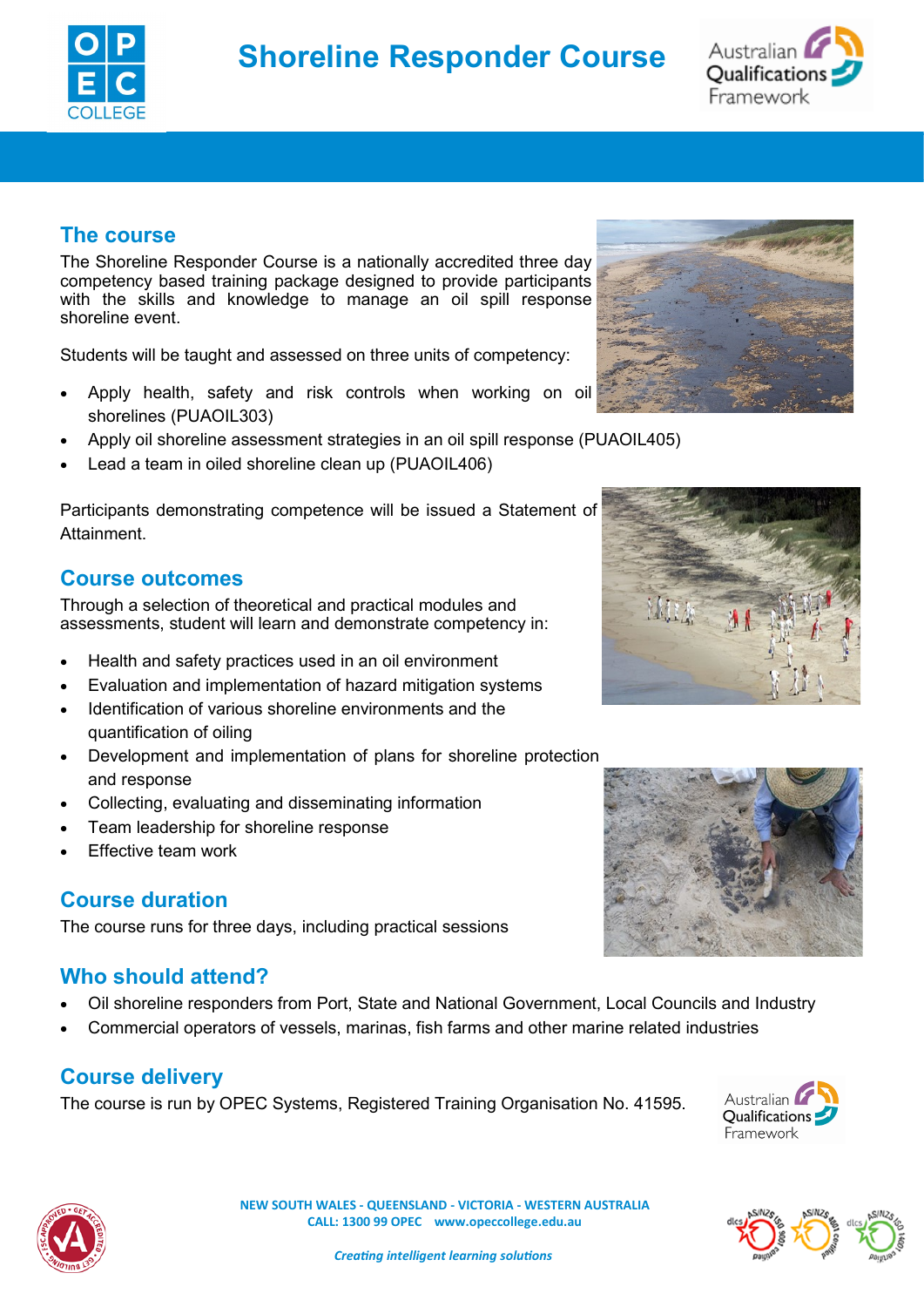# Shoreline Responder Course

## The course

The Shoreline Responder Course is a nationally accredited three day competency based training package designed to provide participants with the skills and knowledge to manage an oil spill response shoreline event.

Students will be taught and assessed on three units of competency:

- Apply health, safety and risk controls when working on oil shorelines (PUAOIL303)
- Apply oil shoreline assessment strategies in an oil spill response (PUAOIL405)
- Lead a team in oiled shoreline clean up (PUAOIL406)

Participants demonstrating competence will be issued a Statement of Attainment.

## Course outcomes

Through a selection of theoretical and practical modules and assessments, student will learn and demonstrate competency in:

- Health and safety practices used in an oil environment
- Evaluation and implementation of hazard mitigation systems
- Identification of various shoreline environments and the quantification of oiling
- Development and implementation of plans for shoreline protection and response
- Collecting, evaluating and disseminating information
- Team leadership for shoreline response
- Effective team work

## Course duration

The course runs for three days, including practical sessions

## Who should attend?

- Oil shoreline responders from Port, State and National Government, Local Councils and Industry
- Commercial operators of vessels, marinas, fish farms and other marine related industries

## Course delivery

The course is run by OPEC Systems, Registered Training Organisation No. 41595.

**NEW SOUTH WALES - QUEENSLAND - VICTORIA - WESTERN AUSTRALIA**
**CALL: 1300 99 OPEC www.opeccollege.edu.au**

*Creating intelligent learning solutions*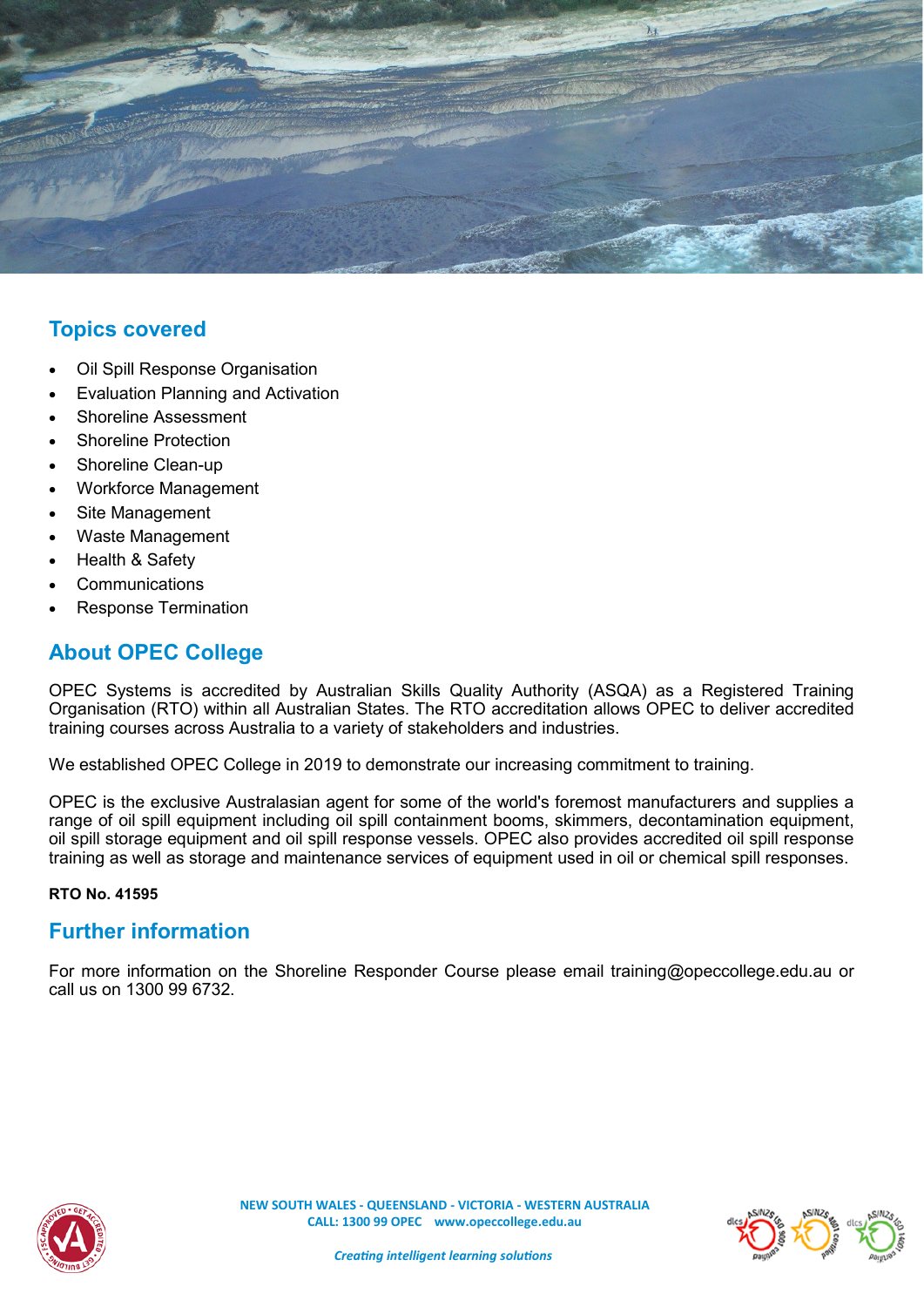## Topics covered

- Oil Spill Response Organisation
- Evaluation Planning and Activation
- Shoreline Assessment
- Shoreline Protection
- Shoreline Clean-up
- Workforce Management
- Site Management
- Waste Management
- Health & Safety
- Communications
- Response Termination

## About OPEC College

OPEC Systems is accredited by Australian Skills Quality Authority (ASQA) as a Registered Training Organisation (RTO) within all Australian States. The RTO accreditation allows OPEC to deliver accredited training courses across Australia to a variety of stakeholders and industries.

We established OPEC College in 2019 to demonstrate our increasing commitment to training.

OPEC is the exclusive Australasian agent for some of the world's foremost manufacturers and supplies a range of oil spill equipment including oil spill containment booms, skimmers, decontamination equipment, oil spill storage equipment and oil spill response vessels. OPEC also provides accredited oil spill response training as well as storage and maintenance services of equipment used in oil or chemical spill responses.

**RTO No. 41595**

## Further information

For more information on the Shoreline Responder Course please email training@opeccollege.edu.au or call us on 1300 99 6732.

**NEW SOUTH WALES - QUEENSLAND - VICTORIA - WESTERN AUSTRALIA**
**CALL: 1300 99 OPEC  www.opeccollege.edu.au**

***Creating intelligent learning solutions***